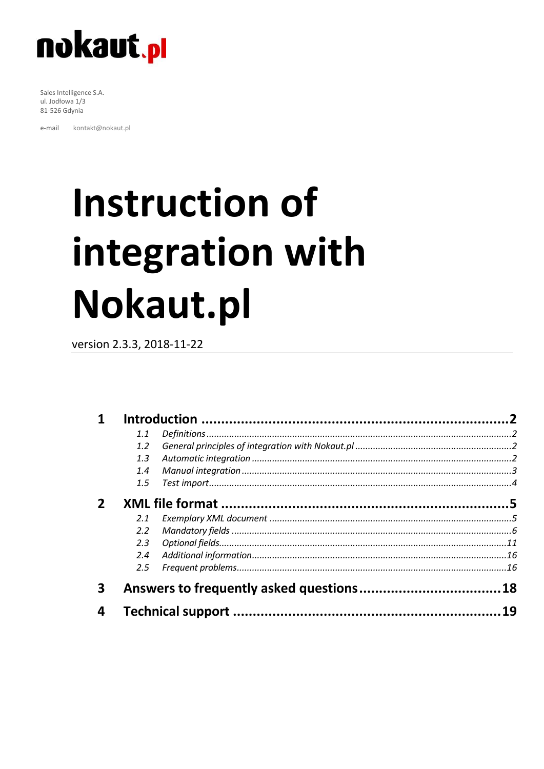nokaut.pl

Sales Intelligence S.A.
ul. Jodłowa 1/3
81-526 Gdynia

e-mail kontakt@nokaut.pl

# Instruction of integration with Nokaut.pl

version 2.3.3, 2018-11-22

**1 Introduction** ..... 2
- *1.1 Definitions* ..... 2
- *1.2 General principles of integration with Nokaut.pl* ..... 2
- *1.3 Automatic integration* ..... 2
- *1.4 Manual integration* ..... 3
- *1.5 Test import* ..... 4

**2 XML file format** ..... 5
- *2.1 Exemplary XML document* ..... 5
- *2.2 Mandatory fields* ..... 6
- *2.3 Optional fields* ..... 11
- *2.4 Additional information* ..... 16
- *2.5 Frequent problems* ..... 16

**3 Answers to frequently asked questions** ..... 18

**4 Technical support** ..... 19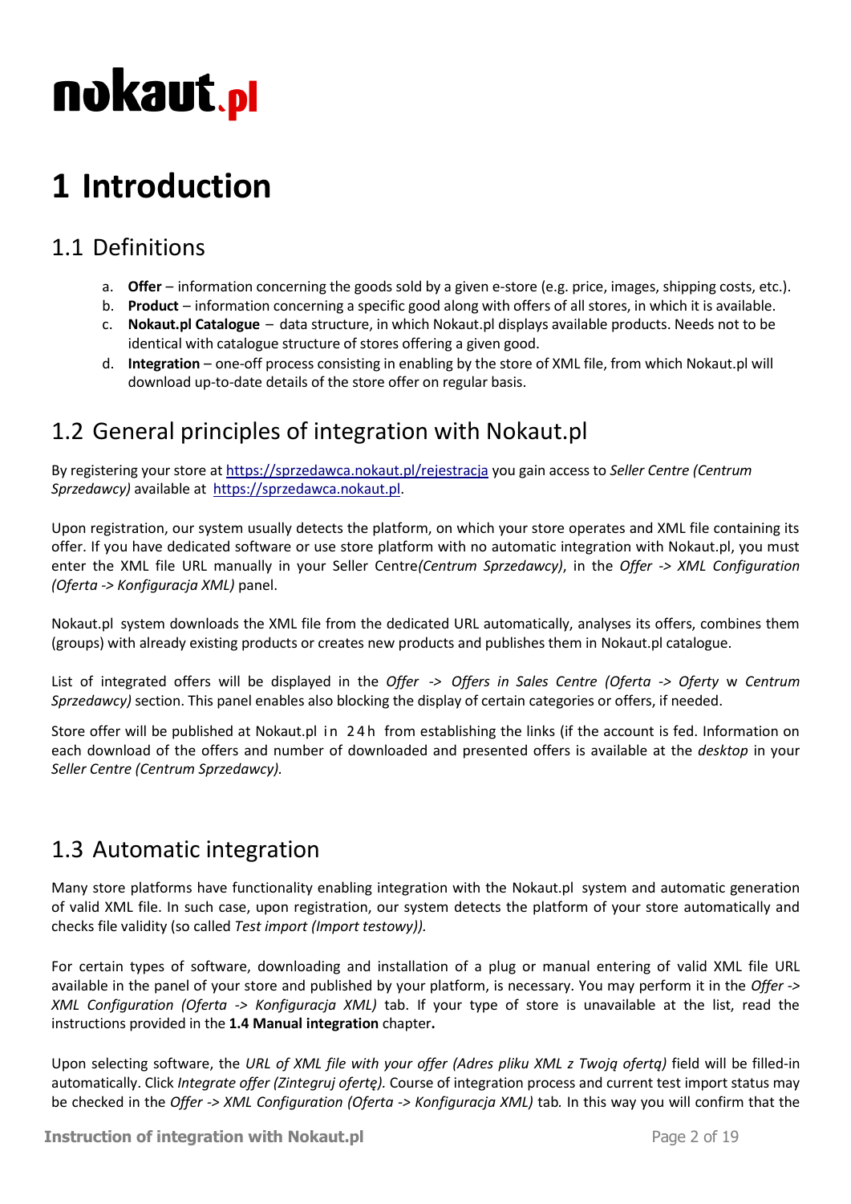nokaut.pl

# 1 Introduction

## 1.1 Definitions

a. **Offer** – information concerning the goods sold by a given e-store (e.g. price, images, shipping costs, etc.).
b. **Product** – information concerning a specific good along with offers of all stores, in which it is available.
c. **Nokaut.pl Catalogue** – data structure, in which Nokaut.pl displays available products. Needs not to be identical with catalogue structure of stores offering a given good.
d. **Integration** – one-off process consisting in enabling by the store of XML file, from which Nokaut.pl will download up-to-date details of the store offer on regular basis.

## 1.2 General principles of integration with Nokaut.pl

By registering your store at https://sprzedawca.nokaut.pl/rejestracja you gain access to *Seller Centre (Centrum Sprzedawcy)* available at https://sprzedawca.nokaut.pl.

Upon registration, our system usually detects the platform, on which your store operates and XML file containing its offer. If you have dedicated software or use store platform with no automatic integration with Nokaut.pl, you must enter the XML file URL manually in your Seller Centre*(Centrum Sprzedawcy)*, in the *Offer -> XML Configuration (Oferta -> Konfiguracja XML)* panel.

Nokaut.pl system downloads the XML file from the dedicated URL automatically, analyses its offers, combines them (groups) with already existing products or creates new products and publishes them in Nokaut.pl catalogue.

List of integrated offers will be displayed in the *Offer -> Offers in Sales Centre (Oferta -> Oferty* w *Centrum Sprzedawcy)* section. This panel enables also blocking the display of certain categories or offers, if needed.

Store offer will be published at Nokaut.pl in 24h from establishing the links (if the account is fed. Information on each download of the offers and number of downloaded and presented offers is available at the *desktop* in your *Seller Centre (Centrum Sprzedawcy).*

## 1.3 Automatic integration

Many store platforms have functionality enabling integration with the Nokaut.pl system and automatic generation of valid XML file. In such case, upon registration, our system detects the platform of your store automatically and checks file validity (so called *Test import (Import testowy)).*

For certain types of software, downloading and installation of a plug or manual entering of valid XML file URL available in the panel of your store and published by your platform, is necessary. You may perform it in the *Offer -> XML Configuration (Oferta -> Konfiguracja XML)* tab. If your type of store is unavailable at the list, read the instructions provided in the **1.4 Manual integration** chapter**.**

Upon selecting software, the *URL of XML file with your offer (Adres pliku XML z Twoją ofertą)* field will be filled-in automatically. Click *Integrate offer (Zintegruj ofertę).* Course of integration process and current test import status may be checked in the *Offer -> XML Configuration (Oferta -> Konfiguracja XML)* tab*.* In this way you will confirm that the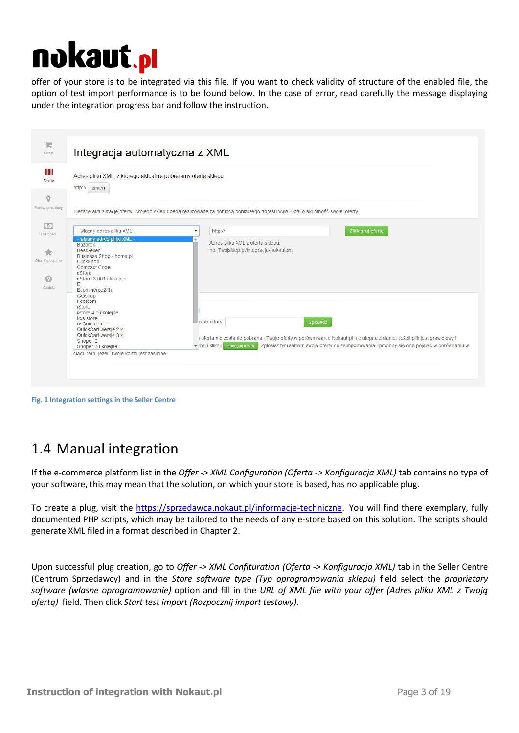offer of your store is to be integrated via this file. If you want to check validity of structure of the enabled file, the option of test import performance is to be found below. In the case of error, read carefully the message displaying under the integration progress bar and follow the instruction.

Fig. 1 Integration settings in the Seller Centre

## 1.4 Manual integration

If the e-commerce platform list in the *Offer -> XML Configuration (Oferta -> Konfiguracja XML)* tab contains no type of your software, this may mean that the solution, on which your store is based, has no applicable plug.

To create a plug, visit the https://sprzedawca.nokaut.pl/informacje-techniczne. You will find there exemplary, fully documented PHP scripts, which may be tailored to the needs of any e-store based on this solution. The scripts should generate XML filed in a format described in Chapter 2.

Upon successful plug creation, go to *Offer -> XML Confituration (Oferta -> Konfiguracja XML)* tab in the Seller Centre (Centrum Sprzedawcy) and in the *Store software type (Typ oprogramowania sklepu)* field select the *proprietary software (własne oprogramowanie)* option and fill in the *URL of XML file with your offer (Adres pliku XML z Twoją ofertą)* field. Then click *Start test import (Rozpocznij import testowy).*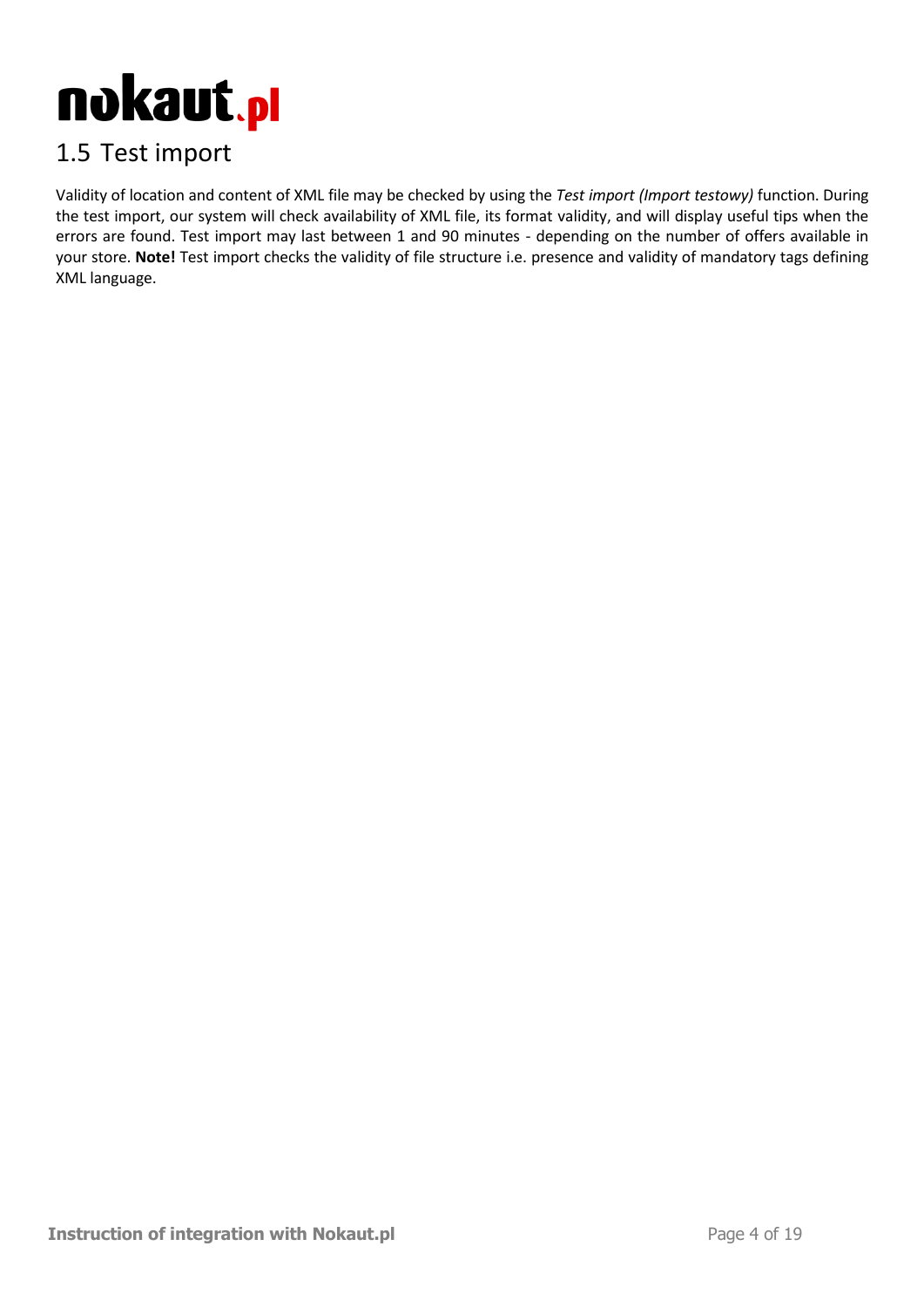## 1.5 Test import

Validity of location and content of XML file may be checked by using the *Test import (Import testowy)* function. During the test import, our system will check availability of XML file, its format validity, and will display useful tips when the errors are found. Test import may last between 1 and 90 minutes - depending on the number of offers available in your store. **Note!** Test import checks the validity of file structure i.e. presence and validity of mandatory tags defining XML language.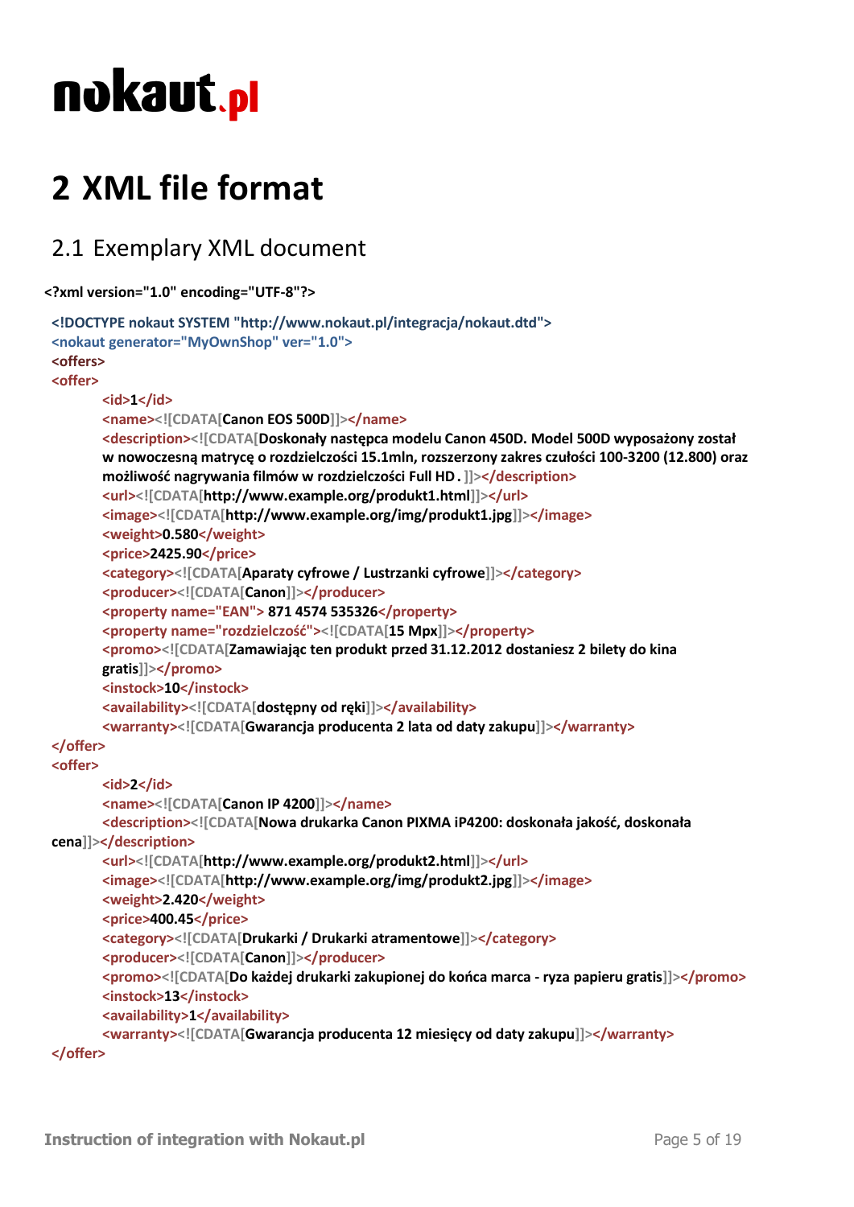**nokaut.pl**

# 2 XML file format

## 2.1 Exemplary XML document

```xml
<?xml version="1.0" encoding="UTF-8"?>
<!DOCTYPE nokaut SYSTEM "http://www.nokaut.pl/integracja/nokaut.dtd">
<nokaut generator="MyOwnShop" ver="1.0">
<offers>
<offer>
        <id>1</id>
        <name><![CDATA[Canon EOS 500D]]></name>
        <description><![CDATA[Doskonały następca modelu Canon 450D. Model 500D wyposażony został
        w nowoczesną matrycę o rozdzielczości 15.1mln, rozszerzony zakres czułości 100-3200 (12.800) oraz
        możliwość nagrywania filmów w rozdzielczości Full HD . ]]></description>
        <url><![CDATA[http://www.example.org/produkt1.html]]></url>
        <image><![CDATA[http://www.example.org/img/produkt1.jpg]]></image>
        <weight>0.580</weight>
        <price>2425.90</price>
        <category><![CDATA[Aparaty cyfrowe / Lustrzanki cyfrowe]]></category>
        <producer><![CDATA[Canon]]></producer>
        <property name="EAN"> 871 4574 535326</property>
        <property name="rozdzielczość"><![CDATA[15 Mpx]]></property>
        <promo><![CDATA[Zamawiając ten produkt przed 31.12.2012 dostaniesz 2 bilety do kina
        gratis]]></promo>
        <instock>10</instock>
        <availability><![CDATA[dostępny od ręki]]></availability>
        <warranty><![CDATA[Gwarancja producenta 2 lata od daty zakupu]]></warranty>
</offer>
<offer>
        <id>2</id>
        <name><![CDATA[Canon IP 4200]]></name>
        <description><![CDATA[Nowa drukarka Canon PIXMA iP4200: doskonała jakość, doskonała
cena]]></description>
        <url><![CDATA[http://www.example.org/produkt2.html]]></url>
        <image><![CDATA[http://www.example.org/img/produkt2.jpg]]></image>
        <weight>2.420</weight>
        <price>400.45</price>
        <category><![CDATA[Drukarki / Drukarki atramentowe]]></category>
        <producer><![CDATA[Canon]]></producer>
        <promo><![CDATA[Do każdej drukarki zakupionej do końca marca - ryza papieru gratis]]></promo>
        <instock>13</instock>
        <availability>1</availability>
        <warranty><![CDATA[Gwarancja producenta 12 miesięcy od daty zakupu]]></warranty>
</offer>
```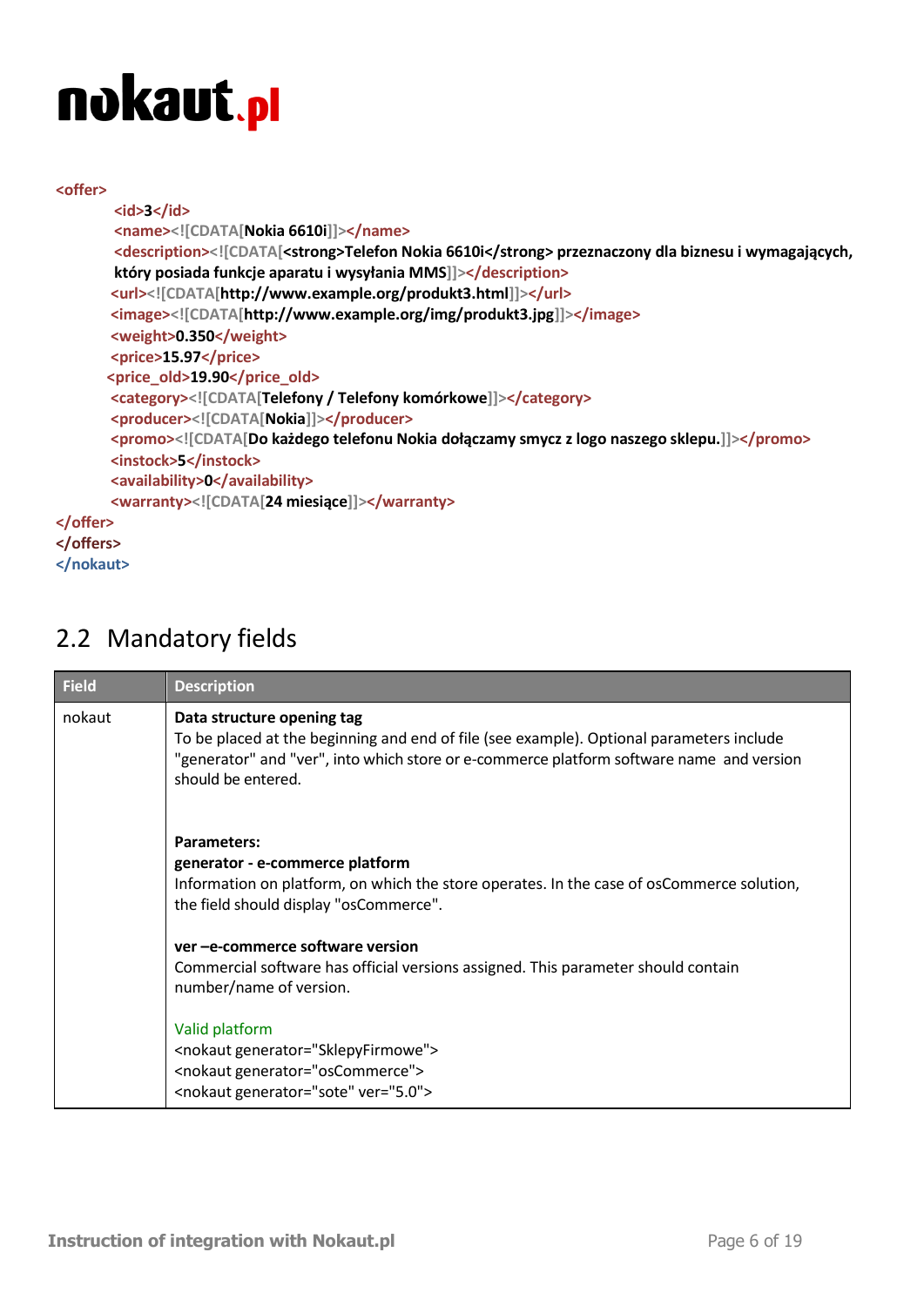```xml
<offer>
    <id>3</id>
    <name><![CDATA[Nokia 6610i]]></name>
    <description><![CDATA[<strong>Telefon Nokia 6610i</strong> przeznaczony dla biznesu i wymagających, który posiada funkcje aparatu i wysyłania MMS]]></description>
    <url><![CDATA[http://www.example.org/produkt3.html]]></url>
    <image><![CDATA[http://www.example.org/img/produkt3.jpg]]></image>
    <weight>0.350</weight>
    <price>15.97</price>
    <price_old>19.90</price_old>
    <category><![CDATA[Telefony / Telefony komórkowe]]></category>
    <producer><![CDATA[Nokia]]></producer>
    <promo><![CDATA[Do każdego telefonu Nokia dołączamy smycz z logo naszego sklepu.]]></promo>
    <instock>5</instock>
    <availability>0</availability>
    <warranty><![CDATA[24 miesiące]]></warranty>
</offer>
</offers>
</nokaut>
```

## 2.2 Mandatory fields

| Field | Description |
| --- | --- |
| nokaut | **Data structure opening tag**<br>To be placed at the beginning and end of file (see example). Optional parameters include "generator" and "ver", into which store or e-commerce platform software name and version should be entered.<br><br>**Parameters:**<br>**generator - e-commerce platform**<br>Information on platform, on which the store operates. In the case of osCommerce solution, the field should display "osCommerce".<br><br>**ver –e-commerce software version**<br>Commercial software has official versions assigned. This parameter should contain number/name of version.<br><br>Valid platform<br>`<nokaut generator="SklepyFirmowe">`<br>`<nokaut generator="osCommerce">`<br>`<nokaut generator="sote" ver="5.0">` |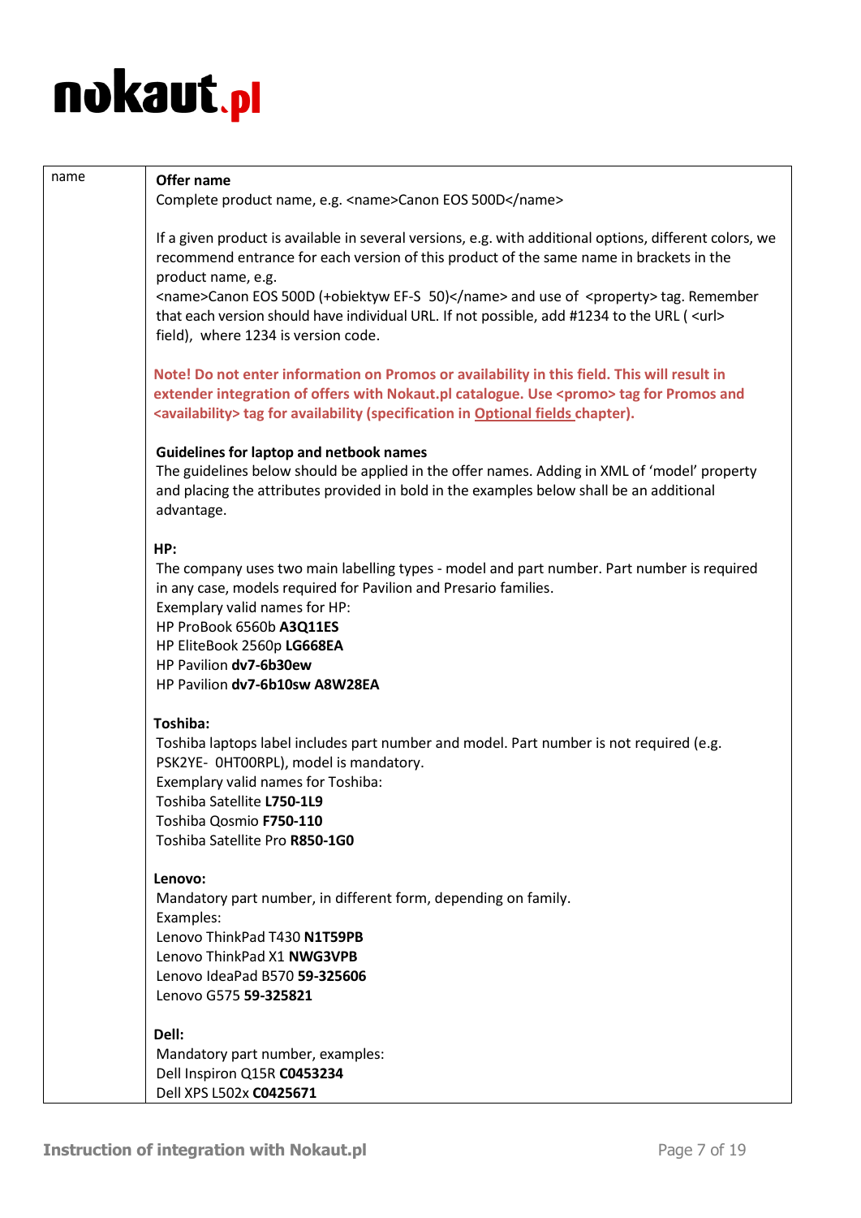| name | **Offer name**<br>Complete product name, e.g. <name>Canon EOS 500D</name><br><br>If a given product is available in several versions, e.g. with additional options, different colors, we recommend entrance for each version of this product of the same name in brackets in the product name, e.g.<br><name>Canon EOS 500D (+obiektyw EF-S 50)</name> and use of <property> tag. Remember that each version should have individual URL. If not possible, add #1234 to the URL ( <url> field), where 1234 is version code.<br><br>**Note! Do not enter information on Promos or availability in this field. This will result in extender integration of offers with Nokaut.pl catalogue. Use <promo> tag for Promos and <availability> tag for availability (specification in Optional fields chapter).**<br><br>**Guidelines for laptop and netbook names**<br>The guidelines below should be applied in the offer names. Adding in XML of 'model' property and placing the attributes provided in bold in the examples below shall be an additional advantage.<br><br>**HP:**<br>The company uses two main labelling types - model and part number. Part number is required in any case, models required for Pavilion and Presario families.<br>Exemplary valid names for HP:<br>HP ProBook 6560b **A3Q11ES**<br>HP EliteBook 2560p **LG668EA**<br>HP Pavilion **dv7-6b30ew**<br>HP Pavilion **dv7-6b10sw A8W28EA**<br><br>**Toshiba:**<br>Toshiba laptops label includes part number and model. Part number is not required (e.g. PSK2YE- 0HT00RPL), model is mandatory.<br>Exemplary valid names for Toshiba:<br>Toshiba Satellite **L750-1L9**<br>Toshiba Qosmio **F750-110**<br>Toshiba Satellite Pro **R850-1G0**<br><br>**Lenovo:**<br>Mandatory part number, in different form, depending on family.<br>Examples:<br>Lenovo ThinkPad T430 **N1T59PB**<br>Lenovo ThinkPad X1 **NWG3VPB**<br>Lenovo IdeaPad B570 **59-325606**<br>Lenovo G575 **59-325821**<br><br>**Dell:**<br>Mandatory part number, examples:<br>Dell Inspiron Q15R **C0453234**<br>Dell XPS L502x **C0425671** |
|---|---|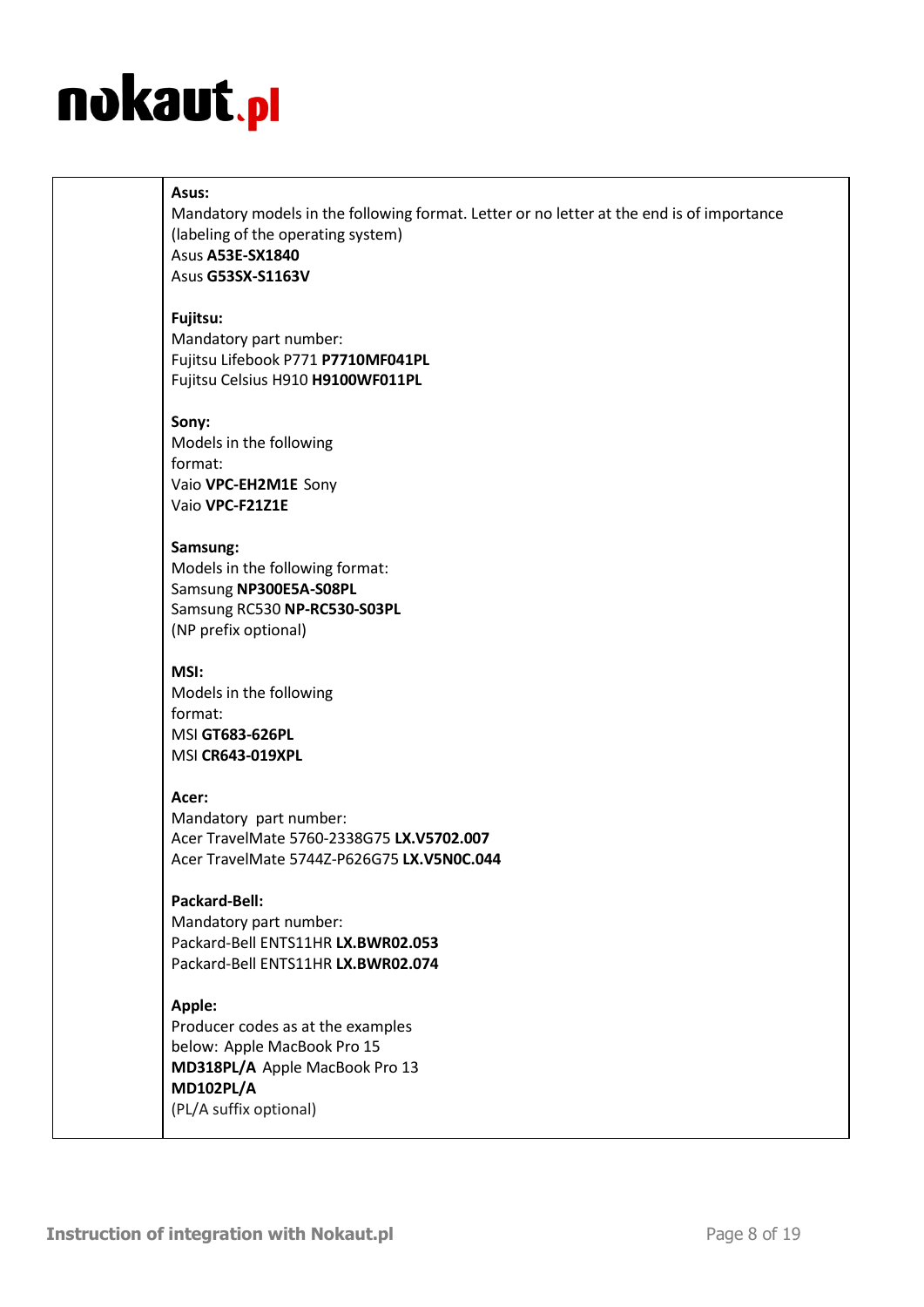| | |
|---|---|
| | **Asus:**<br>Mandatory models in the following format. Letter or no letter at the end is of importance (labeling of the operating system)<br>Asus **A53E-SX1840**<br>Asus **G53SX-S1163V**<br><br>**Fujitsu:**<br>Mandatory part number:<br>Fujitsu Lifebook P771 **P7710MF041PL**<br>Fujitsu Celsius H910 **H9100WF011PL**<br><br>**Sony:**<br>Models in the following format:<br>Vaio **VPC-EH2M1E** Sony<br>Vaio **VPC-F21Z1E**<br><br>**Samsung:**<br>Models in the following format:<br>Samsung **NP300E5A-S08PL**<br>Samsung RC530 **NP-RC530-S03PL**<br>(NP prefix optional)<br><br>**MSI:**<br>Models in the following format:<br>MSI **GT683-626PL**<br>MSI **CR643-019XPL**<br><br>**Acer:**<br>Mandatory part number:<br>Acer TravelMate 5760-2338G75 **LX.V5702.007**<br>Acer TravelMate 5744Z-P626G75 **LX.V5N0C.044**<br><br>**Packard-Bell:**<br>Mandatory part number:<br>Packard-Bell ENTS11HR **LX.BWR02.053**<br>Packard-Bell ENTS11HR **LX.BWR02.074**<br><br>**Apple:**<br>Producer codes as at the examples below: Apple MacBook Pro 15 **MD318PL/A** Apple MacBook Pro 13 **MD102PL/A**<br>(PL/A suffix optional) |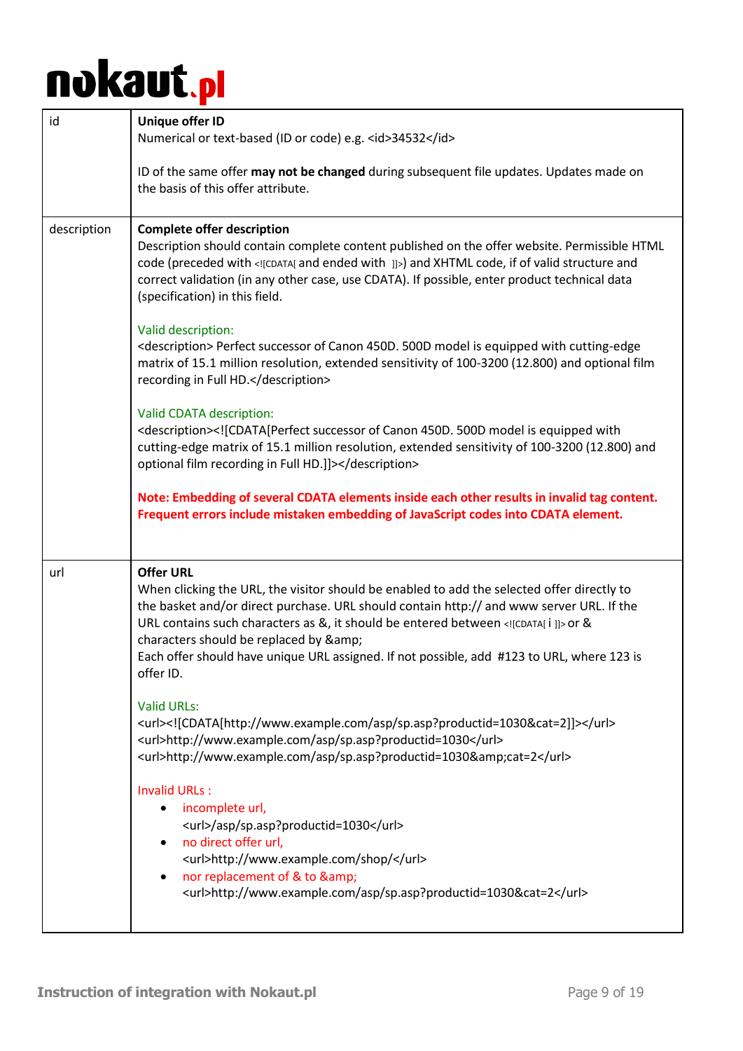| | |
|---|---|
| id | **Unique offer ID**<br>Numerical or text-based (ID or code) e.g. <id>34532</id><br><br>ID of the same offer **may not be changed** during subsequent file updates. Updates made on the basis of this offer attribute. |
| description | **Complete offer description**<br>Description should contain complete content published on the offer website. Permissible HTML code (preceded with <![CDATA[ and ended with ]]>) and XHTML code, if of valid structure and correct validation (in any other case, use CDATA). If possible, enter product technical data (specification) in this field.<br><br>Valid description:<br><description> Perfect successor of Canon 450D. 500D model is equipped with cutting-edge matrix of 15.1 million resolution, extended sensitivity of 100-3200 (12.800) and optional film recording in Full HD.</description><br><br>Valid CDATA description:<br><description><![CDATA[Perfect successor of Canon 450D. 500D model is equipped with cutting-edge matrix of 15.1 million resolution, extended sensitivity of 100-3200 (12.800) and optional film recording in Full HD.]]></description><br><br>**Note: Embedding of several CDATA elements inside each other results in invalid tag content. Frequent errors include mistaken embedding of JavaScript codes into CDATA element.** |
| url | **Offer URL**<br>When clicking the URL, the visitor should be enabled to add the selected offer directly to the basket and/or direct purchase. URL should contain http:// and www server URL. If the URL contains such characters as &, it should be entered between <![CDATA[ i ]]> or & characters should be replaced by &amp;<br>Each offer should have unique URL assigned. If not possible, add #123 to URL, where 123 is offer ID.<br><br>Valid URLs:<br><url><![CDATA[http://www.example.com/asp/sp.asp?productid=1030&cat=2]]></url><br><url>http://www.example.com/asp/sp.asp?productid=1030</url><br><url>http://www.example.com/asp/sp.asp?productid=1030&amp;cat=2</url><br><br>Invalid URLs :<br>• incomplete url,<br><url>/asp/sp.asp?productid=1030</url><br>• no direct offer url,<br><url>http://www.example.com/shop/</url><br>• nor replacement of & to &amp;<br><url>http://www.example.com/asp/sp.asp?productid=1030&cat=2</url> |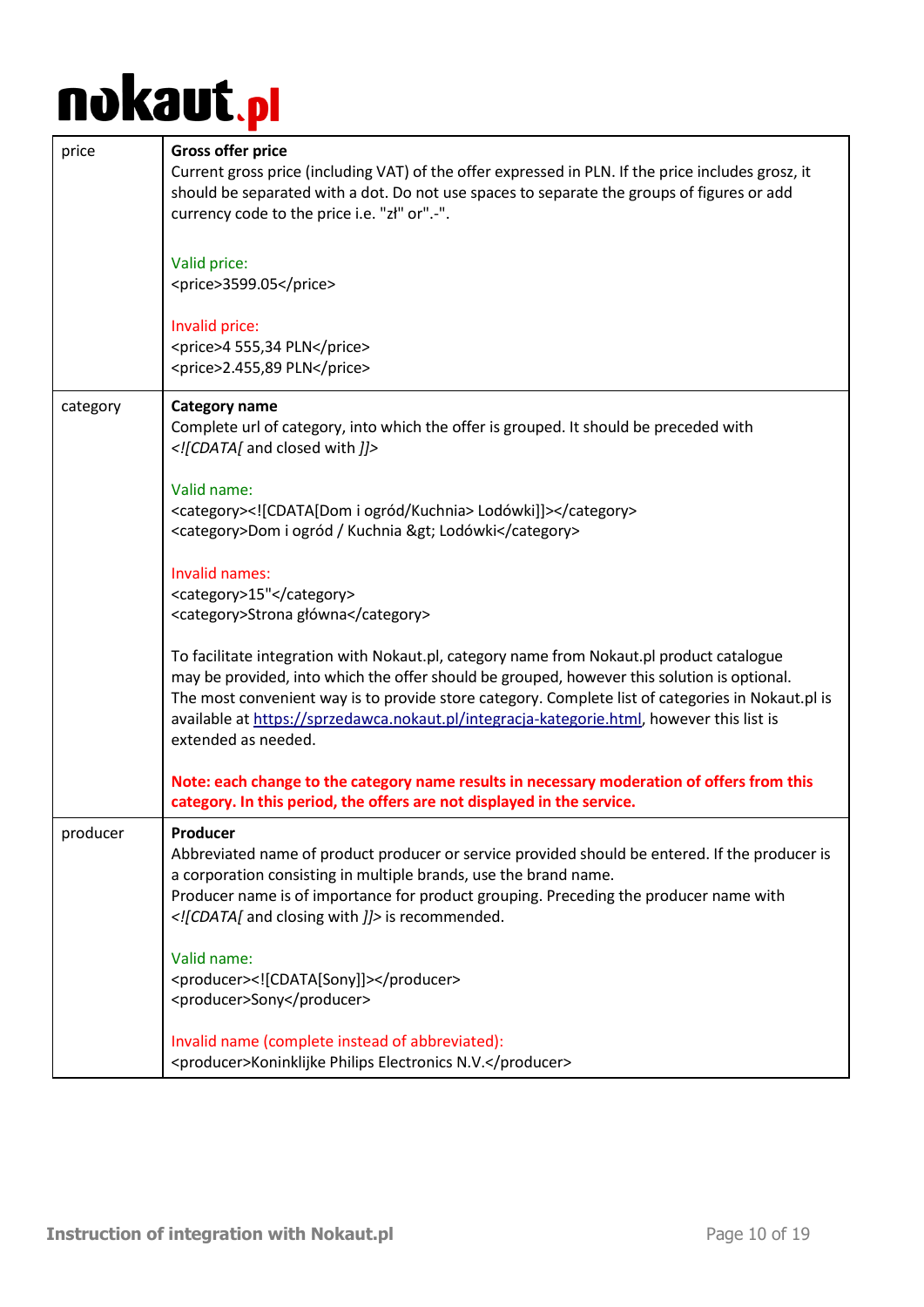| | |
|---|---|
| price | **Gross offer price**<br>Current gross price (including VAT) of the offer expressed in PLN. If the price includes grosz, it should be separated with a dot. Do not use spaces to separate the groups of figures or add currency code to the price i.e. "zł" or".-".<br><br>Valid price:<br>`<price>3599.05</price>`<br><br>Invalid price:<br>`<price>4 555,34 PLN</price>`<br>`<price>2.455,89 PLN</price>` |
| category | **Category name**<br>Complete url of category, into which the offer is grouped. It should be preceded with *<![CDATA[* and closed with *]]>*<br><br>Valid name:<br>`<category><![CDATA[Dom i ogród/Kuchnia> Lodówki]]></category>`<br>`<category>Dom i ogród / Kuchnia &gt; Lodówki</category>`<br><br>Invalid names:<br>`<category>15"</category>`<br>`<category>Strona główna</category>`<br><br>To facilitate integration with Nokaut.pl, category name from Nokaut.pl product catalogue may be provided, into which the offer should be grouped, however this solution is optional. The most convenient way is to provide store category. Complete list of categories in Nokaut.pl is available at https://sprzedawca.nokaut.pl/integracja-kategorie.html, however this list is extended as needed.<br><br>**Note: each change to the category name results in necessary moderation of offers from this category. In this period, the offers are not displayed in the service.** |
| producer | **Producer**<br>Abbreviated name of product producer or service provided should be entered. If the producer is a corporation consisting in multiple brands, use the brand name.<br>Producer name is of importance for product grouping. Preceding the producer name with *<![CDATA[* and closing with *]]>* is recommended.<br><br>Valid name:<br>`<producer><![CDATA[Sony]]></producer>`<br>`<producer>Sony</producer>`<br><br>Invalid name (complete instead of abbreviated):<br>`<producer>Koninklijke Philips Electronics N.V.</producer>` |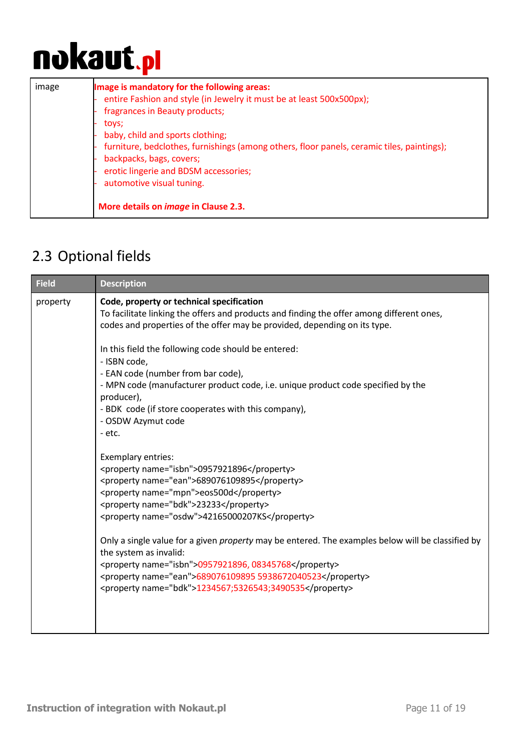| image | **Image is mandatory for the following areas:**<br>- entire Fashion and style (in Jewelry it must be at least 500x500px);<br>- fragrances in Beauty products;<br>- toys;<br>- baby, child and sports clothing;<br>- furniture, bedclothes, furnishings (among others, floor panels, ceramic tiles, paintings);<br>- backpacks, bags, covers;<br>- erotic lingerie and BDSM accessories;<br>- automotive visual tuning.<br><br>**More details on *image* in Clause 2.3.** |
|---|---|

## 2.3 Optional fields

| Field | Description |
|---|---|
| property | **Code, property or technical specification**<br>To facilitate linking the offers and products and finding the offer among different ones, codes and properties of the offer may be provided, depending on its type.<br><br>In this field the following code should be entered:<br>- ISBN code,<br>- EAN code (number from bar code),<br>- MPN code (manufacturer product code, i.e. unique product code specified by the producer),<br>- BDK code (if store cooperates with this company),<br>- OSDW Azymut code<br>- etc.<br><br>Exemplary entries:<br>`<property name="isbn">0957921896</property>`<br>`<property name="ean">689076109895</property>`<br>`<property name="mpn">eos500d</property>`<br>`<property name="bdk">23233</property>`<br>`<property name="osdw">42165000207KS</property>`<br><br>Only a single value for a given *property* may be entered. The examples below will be classified by the system as invalid:<br>`<property name="isbn">0957921896, 08345768</property>`<br>`<property name="ean">689076109895 5938672040523</property>`<br>`<property name="bdk">1234567;5326543;3490535</property>` |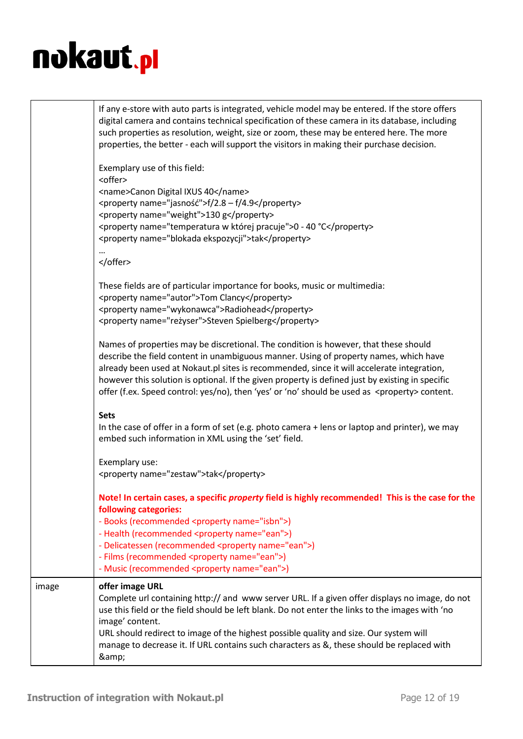| | |
|---|---|
| | If any e-store with auto parts is integrated, vehicle model may be entered. If the store offers digital camera and contains technical specification of these camera in its database, including such properties as resolution, weight, size or zoom, these may be entered here. The more properties, the better - each will support the visitors in making their purchase decision.<br><br>Exemplary use of this field:<br>`<offer>`<br>`<name>Canon Digital IXUS 40</name>`<br>`<property name="jasność">f/2.8 – f/4.9</property>`<br>`<property name="weight">130 g</property>`<br>`<property name="temperatura w której pracuje">0 - 40 °C</property>`<br>`<property name="blokada ekspozycji">tak</property>`<br>…<br>`</offer>`<br><br>These fields are of particular importance for books, music or multimedia:<br>`<property name="autor">Tom Clancy</property>`<br>`<property name="wykonawca">Radiohead</property>`<br>`<property name="reżyser">Steven Spielberg</property>`<br><br>Names of properties may be discretional. The condition is however, that these should describe the field content in unambiguous manner. Using of property names, which have already been used at Nokaut.pl sites is recommended, since it will accelerate integration, however this solution is optional. If the given property is defined just by existing in specific offer (f.ex. Speed control: yes/no), then 'yes' or 'no' should be used as `<property>` content.<br><br>**Sets**<br>In the case of offer in a form of set (e.g. photo camera + lens or laptop and printer), we may embed such information in XML using the 'set' field.<br><br>Exemplary use:<br>`<property name="zestaw">tak</property>`<br><br>**Note! In certain cases, a specific *property* field is highly recommended! This is the case for the following categories:**<br>- Books (recommended `<property name="isbn">`)<br>- Health (recommended `<property name="ean">`)<br>- Delicatessen (recommended `<property name="ean">`)<br>- Films (recommended `<property name="ean">`)<br>- Music (recommended `<property name="ean">`) |
| image | **offer image URL**<br>Complete url containing http:// and www server URL. If a given offer displays no image, do not use this field or the field should be left blank. Do not enter the links to the images with 'no image' content.<br>URL should redirect to image of the highest possible quality and size. Our system will manage to decrease it. If URL contains such characters as &, these should be replaced with &amp;amp; |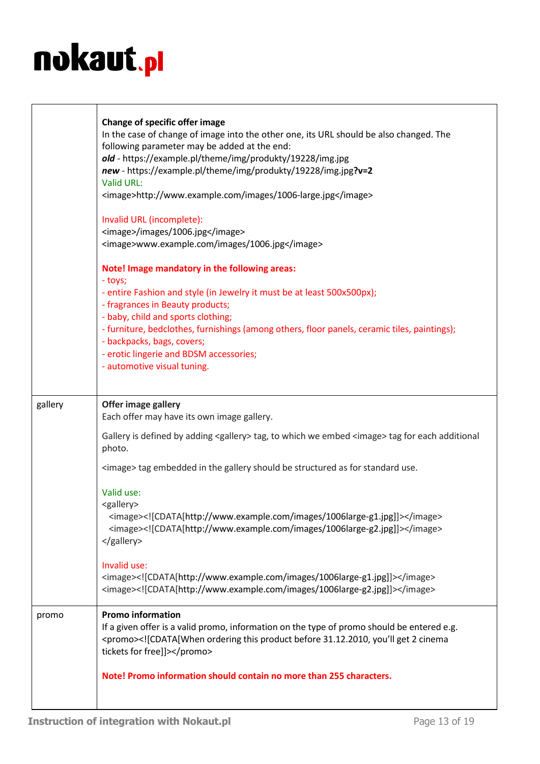| | |
|---|---|
| | **Change of specific offer image**<br>In the case of change of image into the other one, its URL should be also changed. The following parameter may be added at the end:<br>***old*** - https://example.pl/theme/img/produkty/19228/img.jpg<br>***new*** - https://example.pl/theme/img/produkty/19228/img.jpg**?v=2**<br>Valid URL:<br>&lt;image&gt;http://www.example.com/images/1006-large.jpg&lt;/image&gt;<br><br>Invalid URL (incomplete):<br>&lt;image&gt;/images/1006.jpg&lt;/image&gt;<br>&lt;image&gt;www.example.com/images/1006.jpg&lt;/image&gt;<br><br>**Note! Image mandatory in the following areas:**<br>- toys;<br>- entire Fashion and style (in Jewelry it must be at least 500x500px);<br>- fragrances in Beauty products;<br>- baby, child and sports clothing;<br>- furniture, bedclothes, furnishings (among others, floor panels, ceramic tiles, paintings);<br>- backpacks, bags, covers;<br>- erotic lingerie and BDSM accessories;<br>- automotive visual tuning. |
| gallery | **Offer image gallery**<br>Each offer may have its own image gallery.<br><br>Gallery is defined by adding &lt;gallery&gt; tag, to which we embed &lt;image&gt; tag for each additional photo.<br><br>&lt;image&gt; tag embedded in the gallery should be structured as for standard use.<br><br>Valid use:<br>&lt;gallery&gt;<br>&nbsp;&nbsp;&lt;image&gt;&lt;![CDATA[http://www.example.com/images/1006large-g1.jpg]]&gt;&lt;/image&gt;<br>&nbsp;&nbsp;&lt;image&gt;&lt;![CDATA[http://www.example.com/images/1006large-g2.jpg]]&gt;&lt;/image&gt;<br>&lt;/gallery&gt;<br><br>Invalid use:<br>&lt;image&gt;&lt;![CDATA[http://www.example.com/images/1006large-g1.jpg]]&gt;&lt;/image&gt;<br>&lt;image&gt;&lt;![CDATA[http://www.example.com/images/1006large-g2.jpg]]&gt;&lt;/image&gt; |
| promo | **Promo information**<br>If a given offer is a valid promo, information on the type of promo should be entered e.g. &lt;promo&gt;&lt;![CDATA[When ordering this product before 31.12.2010, you'll get 2 cinema tickets for free]]&gt;&lt;/promo&gt;<br><br>**Note! Promo information should contain no more than 255 characters.** |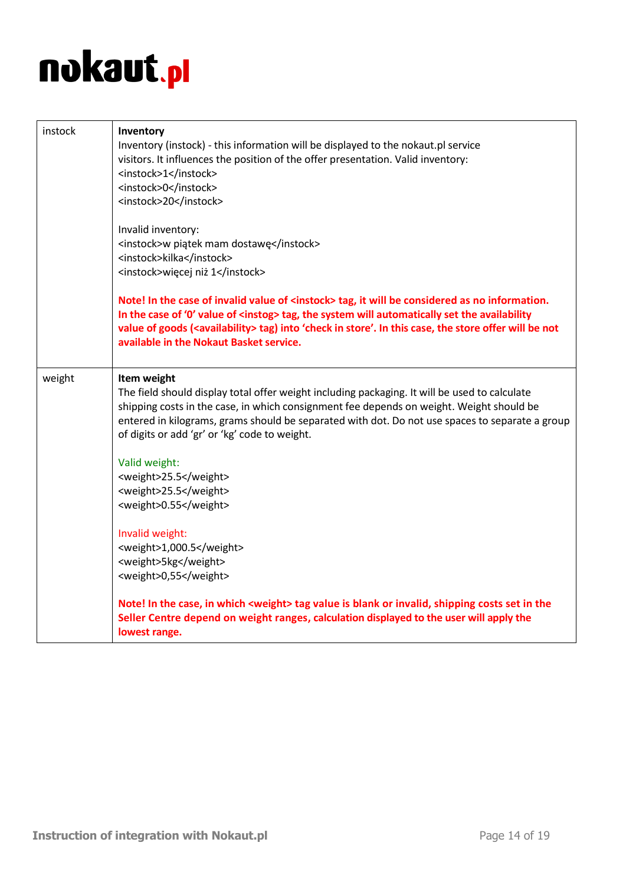| instock | **Inventory**<br>Inventory (instock) - this information will be displayed to the nokaut.pl service visitors. It influences the position of the offer presentation. Valid inventory:<br>&lt;instock&gt;1&lt;/instock&gt;<br>&lt;instock&gt;0&lt;/instock&gt;<br>&lt;instock&gt;20&lt;/instock&gt;<br><br>Invalid inventory:<br>&lt;instock&gt;w piątek mam dostawę&lt;/instock&gt;<br>&lt;instock&gt;kilka&lt;/instock&gt;<br>&lt;instock&gt;więcej niż 1&lt;/instock&gt;<br><br>**Note! In the case of invalid value of &lt;instock&gt; tag, it will be considered as no information. In the case of '0' value of &lt;instog&gt; tag, the system will automatically set the availability value of goods (&lt;availability&gt; tag) into 'check in store'. In this case, the store offer will be not available in the Nokaut Basket service.** |
|---|---|
| weight | **Item weight**<br>The field should display total offer weight including packaging. It will be used to calculate shipping costs in the case, in which consignment fee depends on weight. Weight should be entered in kilograms, grams should be separated with dot. Do not use spaces to separate a group of digits or add 'gr' or 'kg' code to weight.<br><br>Valid weight:<br>&lt;weight&gt;25.5&lt;/weight&gt;<br>&lt;weight&gt;25.5&lt;/weight&gt;<br>&lt;weight&gt;0.55&lt;/weight&gt;<br><br>Invalid weight:<br>&lt;weight&gt;1,000.5&lt;/weight&gt;<br>&lt;weight&gt;5kg&lt;/weight&gt;<br>&lt;weight&gt;0,55&lt;/weight&gt;<br><br>**Note! In the case, in which &lt;weight&gt; tag value is blank or invalid, shipping costs set in the Seller Centre depend on weight ranges, calculation displayed to the user will apply the lowest range.** |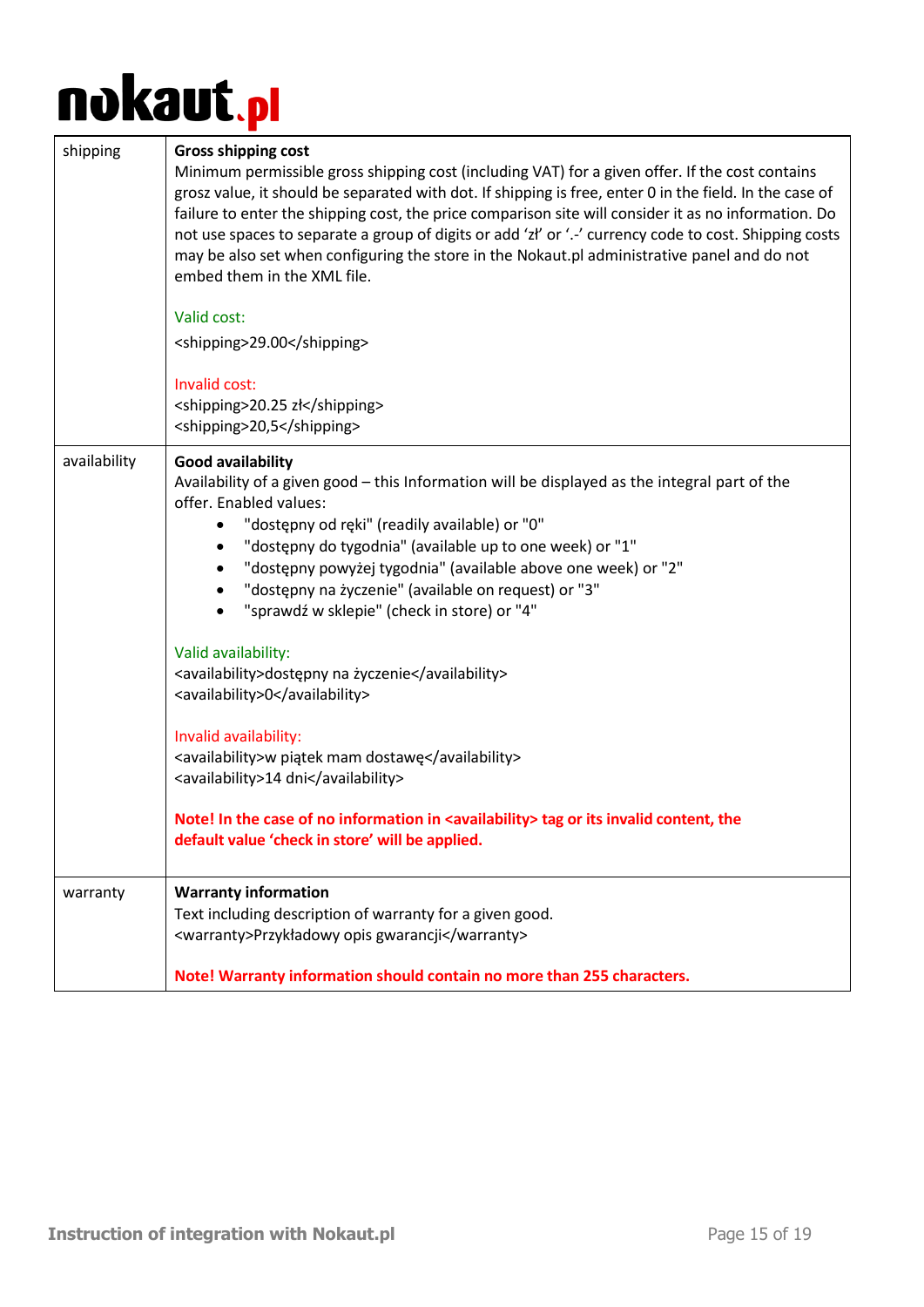| | |
|---|---|
| shipping | **Gross shipping cost**<br>Minimum permissible gross shipping cost (including VAT) for a given offer. If the cost contains grosz value, it should be separated with dot. If shipping is free, enter 0 in the field. In the case of failure to enter the shipping cost, the price comparison site will consider it as no information. Do not use spaces to separate a group of digits or add 'zł' or '.-' currency code to cost. Shipping costs may be also set when configuring the store in the Nokaut.pl administrative panel and do not embed them in the XML file.<br><br>Valid cost:<br>`<shipping>29.00</shipping>`<br><br>Invalid cost:<br>`<shipping>20.25 zł</shipping>`<br>`<shipping>20,5</shipping>` |
| availability | **Good availability**<br>Availability of a given good – this Information will be displayed as the integral part of the offer. Enabled values:<br>• "dostępny od ręki" (readily available) or "0"<br>• "dostępny do tygodnia" (available up to one week) or "1"<br>• "dostępny powyżej tygodnia" (available above one week) or "2"<br>• "dostępny na życzenie" (available on request) or "3"<br>• "sprawdź w sklepie" (check in store) or "4"<br><br>Valid availability:<br>`<availability>dostępny na życzenie</availability>`<br>`<availability>0</availability>`<br><br>Invalid availability:<br>`<availability>w piątek mam dostawę</availability>`<br>`<availability>14 dni</availability>`<br><br>**Note! In the case of no information in <availability> tag or its invalid content, the default value 'check in store' will be applied.** |
| warranty | **Warranty information**<br>Text including description of warranty for a given good.<br>`<warranty>Przykładowy opis gwarancji</warranty>`<br><br>**Note! Warranty information should contain no more than 255 characters.** |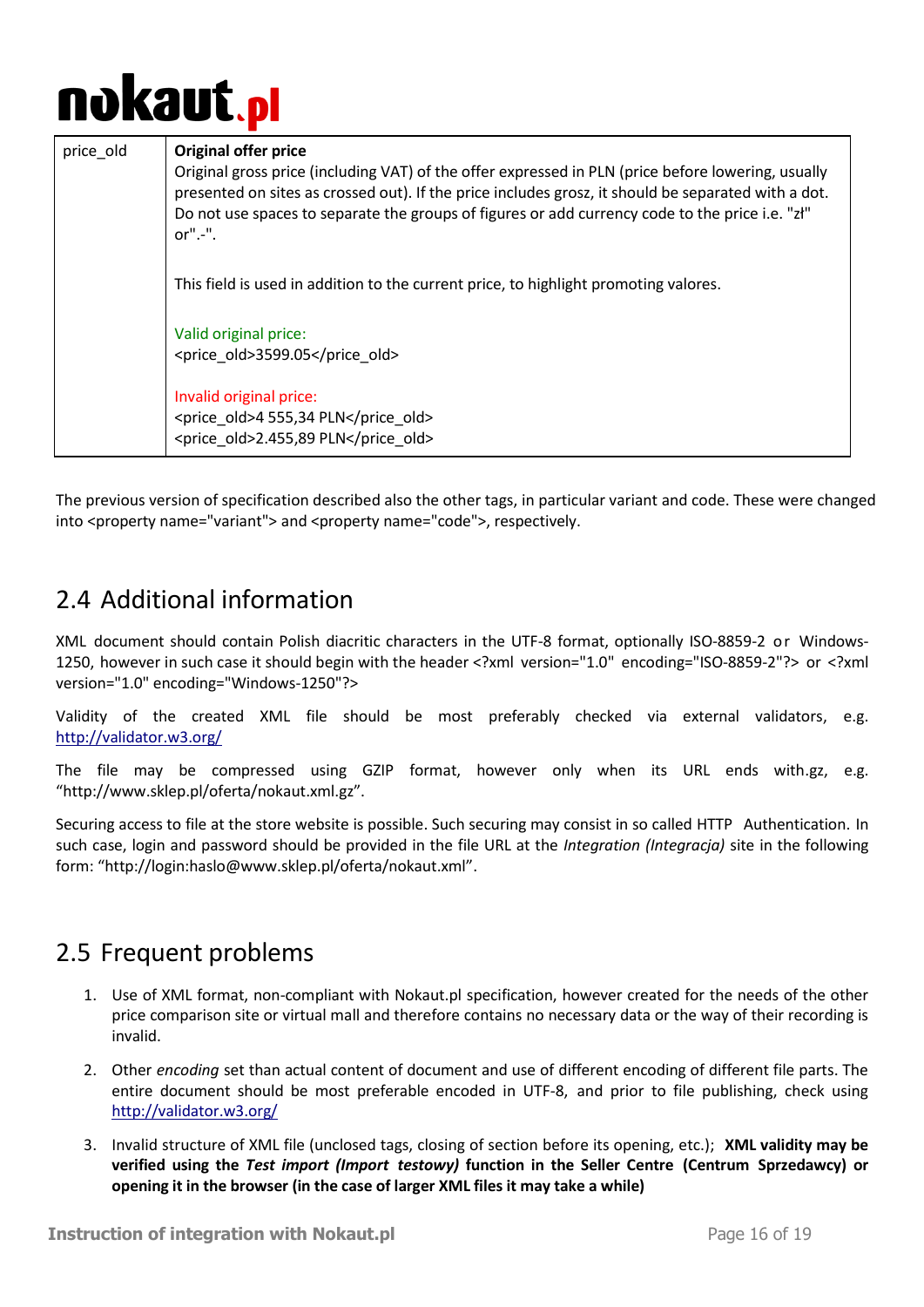| | |
|---|---|
| price_old | **Original offer price**<br>Original gross price (including VAT) of the offer expressed in PLN (price before lowering, usually presented on sites as crossed out). If the price includes grosz, it should be separated with a dot. Do not use spaces to separate the groups of figures or add currency code to the price i.e. "zł" or".-".<br><br>This field is used in addition to the current price, to highlight promoting valores.<br><br>Valid original price:<br>`<price_old>3599.05</price_old>`<br><br>Invalid original price:<br>`<price_old>4 555,34 PLN</price_old>`<br>`<price_old>2.455,89 PLN</price_old>` |

The previous version of specification described also the other tags, in particular variant and code. These were changed into <property name="variant"> and <property name="code">, respectively.

## 2.4 Additional information

XML document should contain Polish diacritic characters in the UTF-8 format, optionally ISO-8859-2 or Windows-1250, however in such case it should begin with the header <?xml version="1.0" encoding="ISO-8859-2"?> or <?xml version="1.0" encoding="Windows-1250"?>

Validity of the created XML file should be most preferably checked via external validators, e.g. http://validator.w3.org/

The file may be compressed using GZIP format, however only when its URL ends with.gz, e.g. “http://www.sklep.pl/oferta/nokaut.xml.gz”.

Securing access to file at the store website is possible. Such securing may consist in so called HTTP Authentication. In such case, login and password should be provided in the file URL at the *Integration (Integracja)* site in the following form: “http://login:haslo@www.sklep.pl/oferta/nokaut.xml”.

## 2.5 Frequent problems

1. Use of XML format, non-compliant with Nokaut.pl specification, however created for the needs of the other price comparison site or virtual mall and therefore contains no necessary data or the way of their recording is invalid.
2. Other *encoding* set than actual content of document and use of different encoding of different file parts. The entire document should be most preferable encoded in UTF-8, and prior to file publishing, check using http://validator.w3.org/
3. Invalid structure of XML file (unclosed tags, closing of section before its opening, etc.); **XML validity may be verified using the *Test import (Import testowy)* function in the Seller Centre (Centrum Sprzedawcy) or opening it in the browser (in the case of larger XML files it may take a while)**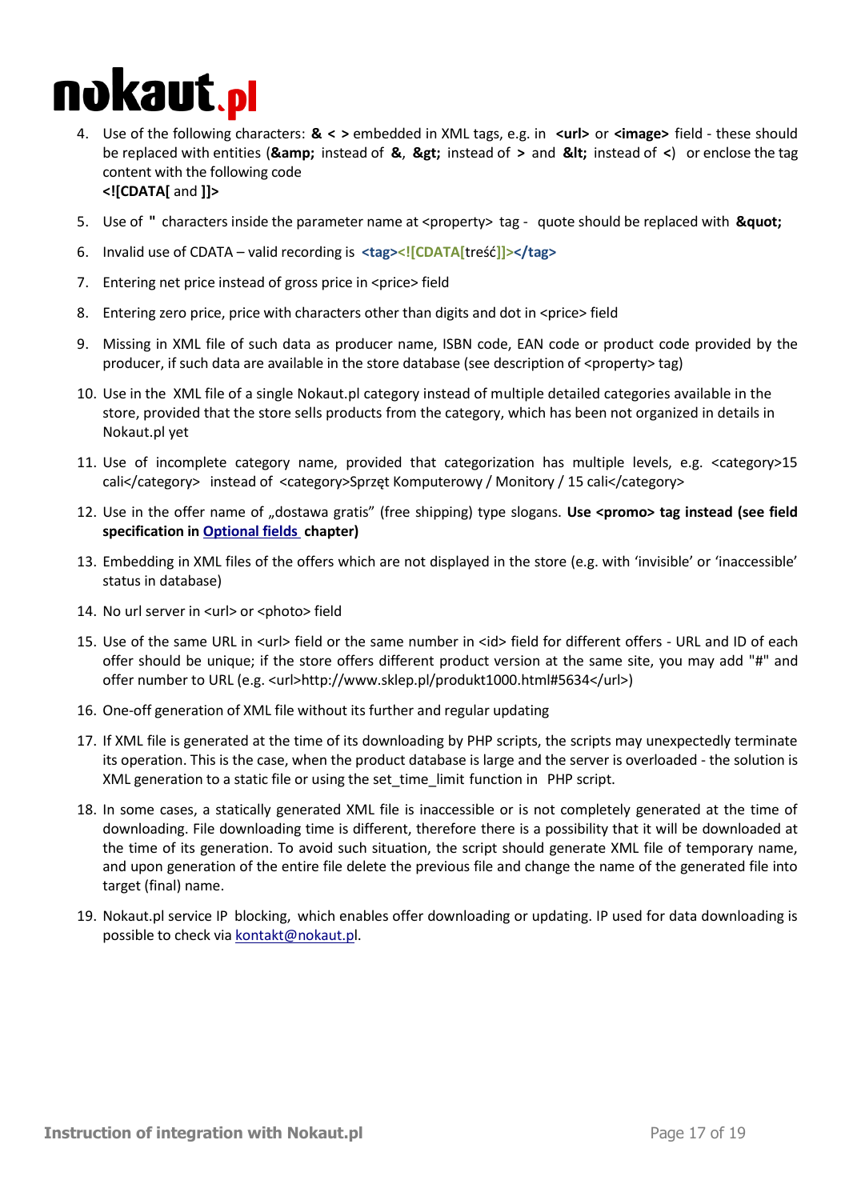4. Use of the following characters: **& < >** embedded in XML tags, e.g. in **<url>** or **<image>** field - these should be replaced with entities (**&amp;** instead of **&**, **&gt;** instead of **>** and **&lt;** instead of **<**) or enclose the tag content with the following code
   **<![CDATA[** and **]]>**

5. Use of **"** characters inside the parameter name at <property> tag - quote should be replaced with **&quot;**

6. Invalid use of CDATA – valid recording is **<tag><![CDATA[**treść**]]></tag>**

7. Entering net price instead of gross price in <price> field

8. Entering zero price, price with characters other than digits and dot in <price> field

9. Missing in XML file of such data as producer name, ISBN code, EAN code or product code provided by the producer, if such data are available in the store database (see description of <property> tag)

10. Use in the XML file of a single Nokaut.pl category instead of multiple detailed categories available in the store, provided that the store sells products from the category, which has been not organized in details in Nokaut.pl yet

11. Use of incomplete category name, provided that categorization has multiple levels, e.g. <category>15 cali</category> instead of <category>Sprzęt Komputerowy / Monitory / 15 cali</category>

12. Use in the offer name of „dostawa gratis" (free shipping) type slogans. **Use <promo> tag instead (see field specification in Optional fields chapter)**

13. Embedding in XML files of the offers which are not displayed in the store (e.g. with 'invisible' or 'inaccessible' status in database)

14. No url server in <url> or <photo> field

15. Use of the same URL in <url> field or the same number in <id> field for different offers - URL and ID of each offer should be unique; if the store offers different product version at the same site, you may add "#" and offer number to URL (e.g. <url>http://www.sklep.pl/produkt1000.html#5634</url>)

16. One-off generation of XML file without its further and regular updating

17. If XML file is generated at the time of its downloading by PHP scripts, the scripts may unexpectedly terminate its operation. This is the case, when the product database is large and the server is overloaded - the solution is XML generation to a static file or using the set_time_limit function in PHP script.

18. In some cases, a statically generated XML file is inaccessible or is not completely generated at the time of downloading. File downloading time is different, therefore there is a possibility that it will be downloaded at the time of its generation. To avoid such situation, the script should generate XML file of temporary name, and upon generation of the entire file delete the previous file and change the name of the generated file into target (final) name.

19. Nokaut.pl service IP blocking, which enables offer downloading or updating. IP used for data downloading is possible to check via kontakt@nokaut.pl.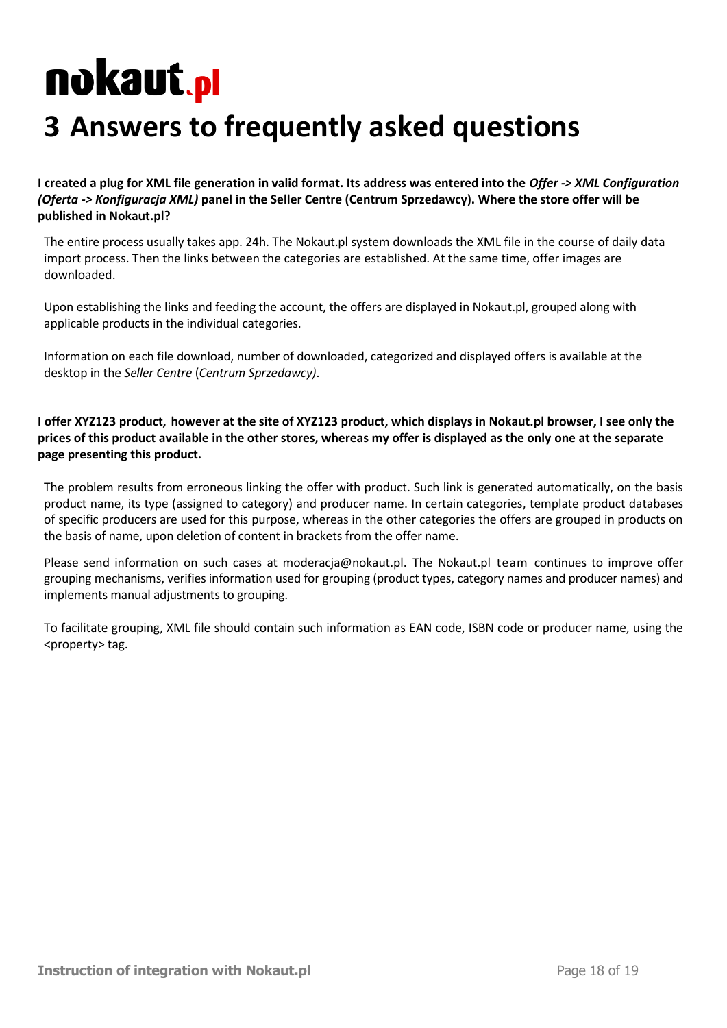# 3 Answers to frequently asked questions

**I created a plug for XML file generation in valid format. Its address was entered into the *Offer -> XML Configuration (Oferta -> Konfiguracja XML)* panel in the Seller Centre (Centrum Sprzedawcy). Where the store offer will be published in Nokaut.pl?**

The entire process usually takes app. 24h. The Nokaut.pl system downloads the XML file in the course of daily data import process. Then the links between the categories are established. At the same time, offer images are downloaded.

Upon establishing the links and feeding the account, the offers are displayed in Nokaut.pl, grouped along with applicable products in the individual categories.

Information on each file download, number of downloaded, categorized and displayed offers is available at the desktop in the *Seller Centre* (*Centrum Sprzedawcy)*.

**I offer XYZ123 product, however at the site of XYZ123 product, which displays in Nokaut.pl browser, I see only the prices of this product available in the other stores, whereas my offer is displayed as the only one at the separate page presenting this product.**

The problem results from erroneous linking the offer with product. Such link is generated automatically, on the basis product name, its type (assigned to category) and producer name. In certain categories, template product databases of specific producers are used for this purpose, whereas in the other categories the offers are grouped in products on the basis of name, upon deletion of content in brackets from the offer name.

Please send information on such cases at moderacja@nokaut.pl. The Nokaut.pl team continues to improve offer grouping mechanisms, verifies information used for grouping (product types, category names and producer names) and implements manual adjustments to grouping.

To facilitate grouping, XML file should contain such information as EAN code, ISBN code or producer name, using the <property> tag.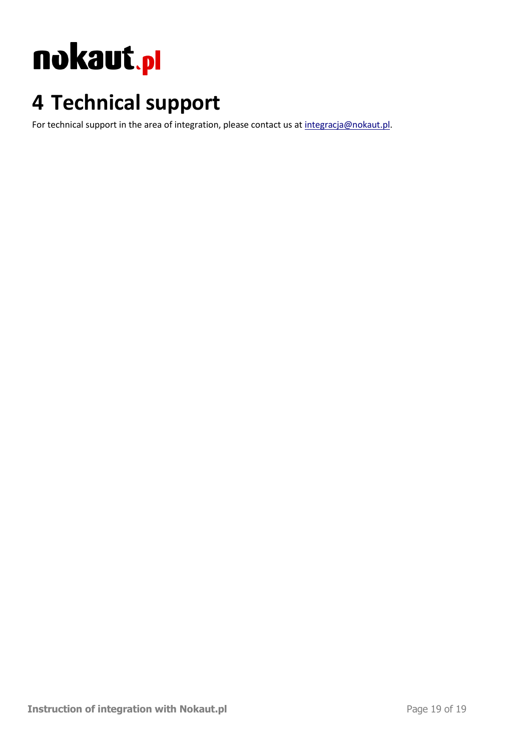# 4 Technical support

For technical support in the area of integration, please contact us at integracja@nokaut.pl.